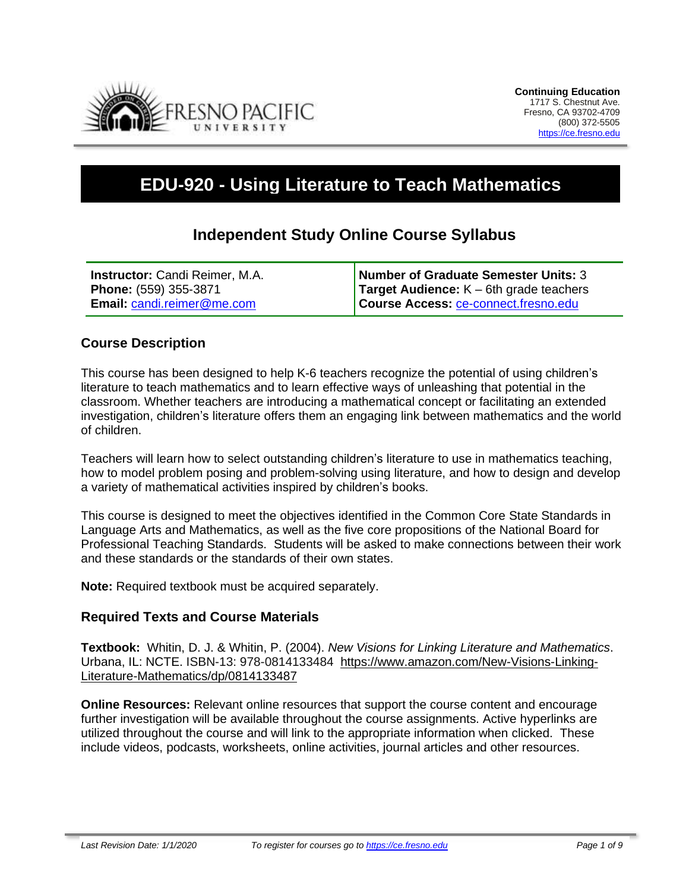**Continuing Education**
1717 S. Chestnut Ave.
Fresno, CA 93702-4709
(800) 372-5505
https://ce.fresno.edu

# EDU-920 - Using Literature to Teach Mathematics

## Independent Study Online Course Syllabus

| **Instructor:** Candi Reimer, M.A. | **Number of Graduate Semester Units:** 3 |
|---|---|
| **Phone:** (559) 355-3871 | **Target Audience:** K – 6th grade teachers |
| **Email:** candi.reimer@me.com | **Course Access:** ce-connect.fresno.edu |

### Course Description

This course has been designed to help K-6 teachers recognize the potential of using children's literature to teach mathematics and to learn effective ways of unleashing that potential in the classroom. Whether teachers are introducing a mathematical concept or facilitating an extended investigation, children's literature offers them an engaging link between mathematics and the world of children.

Teachers will learn how to select outstanding children's literature to use in mathematics teaching, how to model problem posing and problem-solving using literature, and how to design and develop a variety of mathematical activities inspired by children's books.

This course is designed to meet the objectives identified in the Common Core State Standards in Language Arts and Mathematics, as well as the five core propositions of the National Board for Professional Teaching Standards. Students will be asked to make connections between their work and these standards or the standards of their own states.

**Note:** Required textbook must be acquired separately.

### Required Texts and Course Materials

**Textbook:** Whitin, D. J. & Whitin, P. (2004). *New Visions for Linking Literature and Mathematics*. Urbana, IL: NCTE. ISBN-13: 978-0814133484 https://www.amazon.com/New-Visions-Linking-Literature-Mathematics/dp/0814133487

**Online Resources:** Relevant online resources that support the course content and encourage further investigation will be available throughout the course assignments. Active hyperlinks are utilized throughout the course and will link to the appropriate information when clicked. These include videos, podcasts, worksheets, online activities, journal articles and other resources.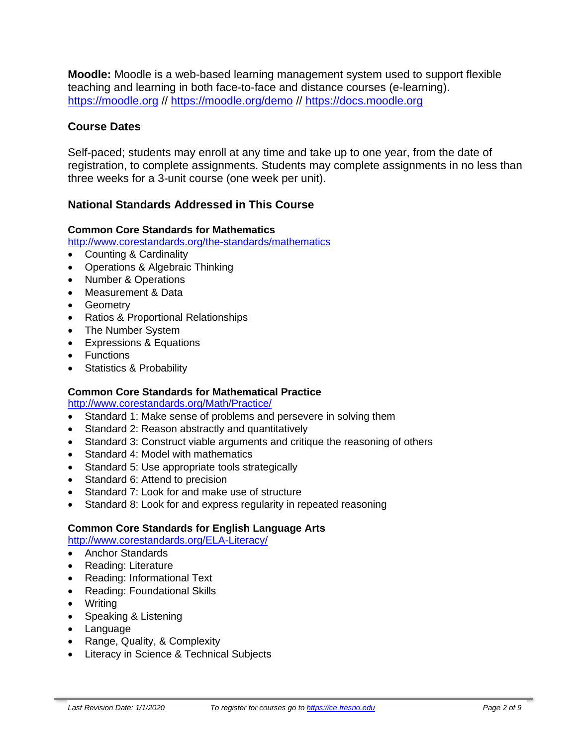**Moodle:** Moodle is a web-based learning management system used to support flexible teaching and learning in both face-to-face and distance courses (e-learning). https://moodle.org // https://moodle.org/demo // https://docs.moodle.org

## Course Dates

Self-paced; students may enroll at any time and take up to one year, from the date of registration, to complete assignments. Students may complete assignments in no less than three weeks for a 3-unit course (one week per unit).

## National Standards Addressed in This Course

### Common Core Standards for Mathematics

http://www.corestandards.org/the-standards/mathematics

- Counting & Cardinality
- Operations & Algebraic Thinking
- Number & Operations
- Measurement & Data
- Geometry
- Ratios & Proportional Relationships
- The Number System
- Expressions & Equations
- Functions
- Statistics & Probability

### Common Core Standards for Mathematical Practice

http://www.corestandards.org/Math/Practice/

- Standard 1: Make sense of problems and persevere in solving them
- Standard 2: Reason abstractly and quantitatively
- Standard 3: Construct viable arguments and critique the reasoning of others
- Standard 4: Model with mathematics
- Standard 5: Use appropriate tools strategically
- Standard 6: Attend to precision
- Standard 7: Look for and make use of structure
- Standard 8: Look for and express regularity in repeated reasoning

### Common Core Standards for English Language Arts

http://www.corestandards.org/ELA-Literacy/

- Anchor Standards
- Reading: Literature
- Reading: Informational Text
- Reading: Foundational Skills
- Writing
- Speaking & Listening
- Language
- Range, Quality, & Complexity
- Literacy in Science & Technical Subjects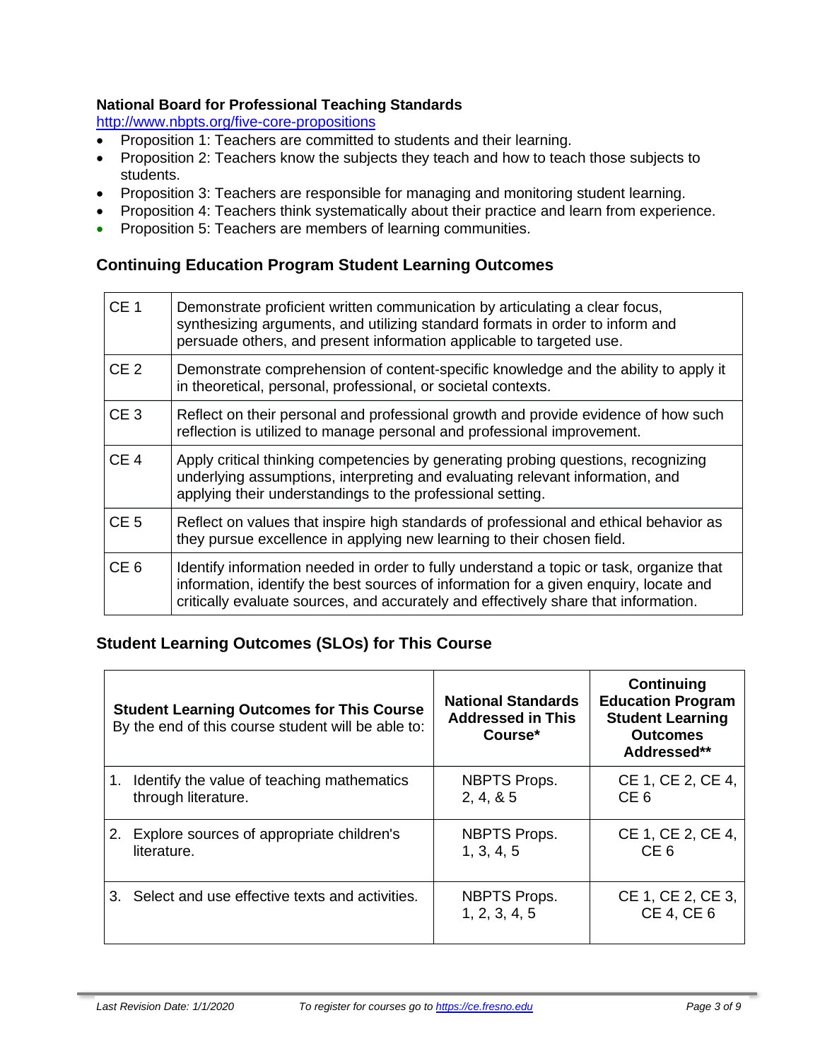**National Board for Professional Teaching Standards**

http://www.nbpts.org/five-core-propositions

- Proposition 1: Teachers are committed to students and their learning.
- Proposition 2: Teachers know the subjects they teach and how to teach those subjects to students.
- Proposition 3: Teachers are responsible for managing and monitoring student learning.
- Proposition 4: Teachers think systematically about their practice and learn from experience.
- Proposition 5: Teachers are members of learning communities.

## Continuing Education Program Student Learning Outcomes

| | |
|---|---|
| CE 1 | Demonstrate proficient written communication by articulating a clear focus, synthesizing arguments, and utilizing standard formats in order to inform and persuade others, and present information applicable to targeted use. |
| CE 2 | Demonstrate comprehension of content-specific knowledge and the ability to apply it in theoretical, personal, professional, or societal contexts. |
| CE 3 | Reflect on their personal and professional growth and provide evidence of how such reflection is utilized to manage personal and professional improvement. |
| CE 4 | Apply critical thinking competencies by generating probing questions, recognizing underlying assumptions, interpreting and evaluating relevant information, and applying their understandings to the professional setting. |
| CE 5 | Reflect on values that inspire high standards of professional and ethical behavior as they pursue excellence in applying new learning to their chosen field. |
| CE 6 | Identify information needed in order to fully understand a topic or task, organize that information, identify the best sources of information for a given enquiry, locate and critically evaluate sources, and accurately and effectively share that information. |

## Student Learning Outcomes (SLOs) for This Course

| **Student Learning Outcomes for This Course** By the end of this course student will be able to: | **National Standards Addressed in This Course*** | **Continuing Education Program Student Learning Outcomes Addressed**** |
|---|---|---|
| 1. Identify the value of teaching mathematics through literature. | NBPTS Props. 2, 4, & 5 | CE 1, CE 2, CE 4, CE 6 |
| 2. Explore sources of appropriate children's literature. | NBPTS Props. 1, 3, 4, 5 | CE 1, CE 2, CE 4, CE 6 |
| 3. Select and use effective texts and activities. | NBPTS Props. 1, 2, 3, 4, 5 | CE 1, CE 2, CE 3, CE 4, CE 6 |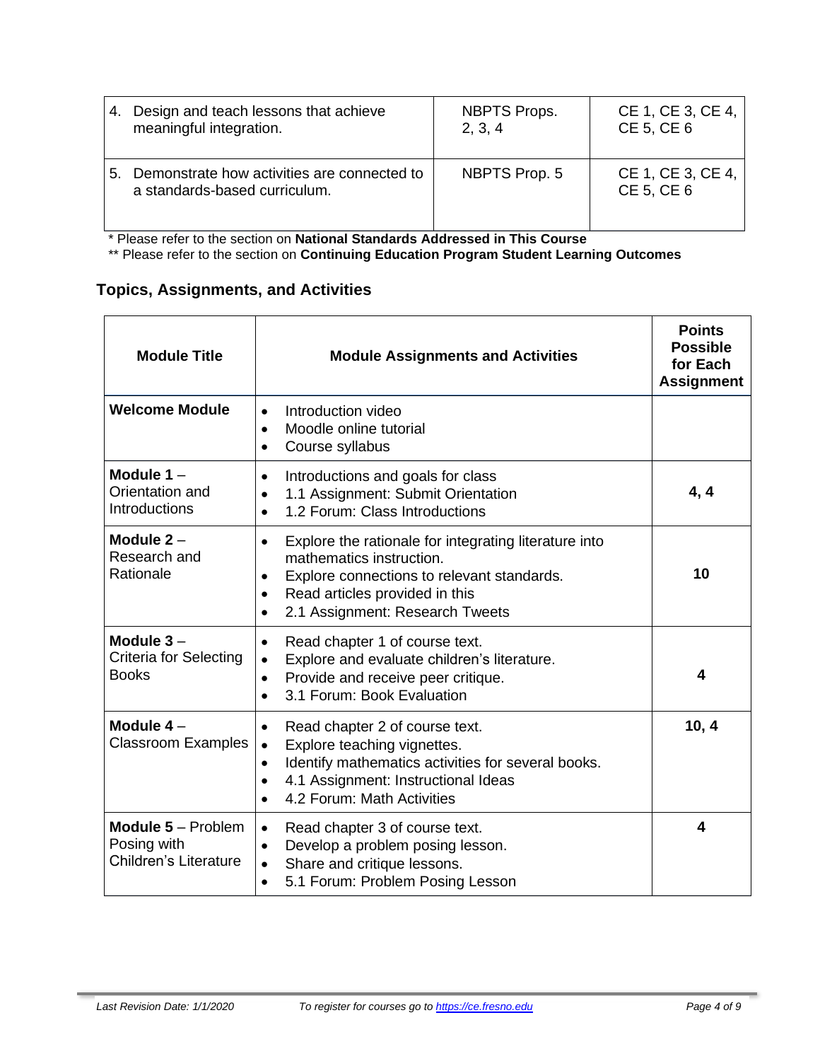| | | |
|---|---|---|
| 4. Design and teach lessons that achieve meaningful integration. | NBPTS Props. 2, 3, 4 | CE 1, CE 3, CE 4, CE 5, CE 6 |
| 5. Demonstrate how activities are connected to a standards-based curriculum. | NBPTS Prop. 5 | CE 1, CE 3, CE 4, CE 5, CE 6 |

\* Please refer to the section on **National Standards Addressed in This Course**

\*\* Please refer to the section on **Continuing Education Program Student Learning Outcomes**

## Topics, Assignments, and Activities

| Module Title | Module Assignments and Activities | Points Possible for Each Assignment |
|---|---|---|
| **Welcome Module** | • Introduction video<br>• Moodle online tutorial<br>• Course syllabus | |
| **Module 1** – Orientation and Introductions | • Introductions and goals for class<br>• 1.1 Assignment: Submit Orientation<br>• 1.2 Forum: Class Introductions | **4, 4** |
| **Module 2** – Research and Rationale | • Explore the rationale for integrating literature into mathematics instruction.<br>• Explore connections to relevant standards.<br>• Read articles provided in this<br>• 2.1 Assignment: Research Tweets | **10** |
| **Module 3** – Criteria for Selecting Books | • Read chapter 1 of course text.<br>• Explore and evaluate children's literature.<br>• Provide and receive peer critique.<br>• 3.1 Forum: Book Evaluation | **4** |
| **Module 4** – Classroom Examples | • Read chapter 2 of course text.<br>• Explore teaching vignettes.<br>• Identify mathematics activities for several books.<br>• 4.1 Assignment: Instructional Ideas<br>• 4.2 Forum: Math Activities | **10, 4** |
| **Module 5** – Problem Posing with Children's Literature | • Read chapter 3 of course text.<br>• Develop a problem posing lesson.<br>• Share and critique lessons.<br>• 5.1 Forum: Problem Posing Lesson | **4** |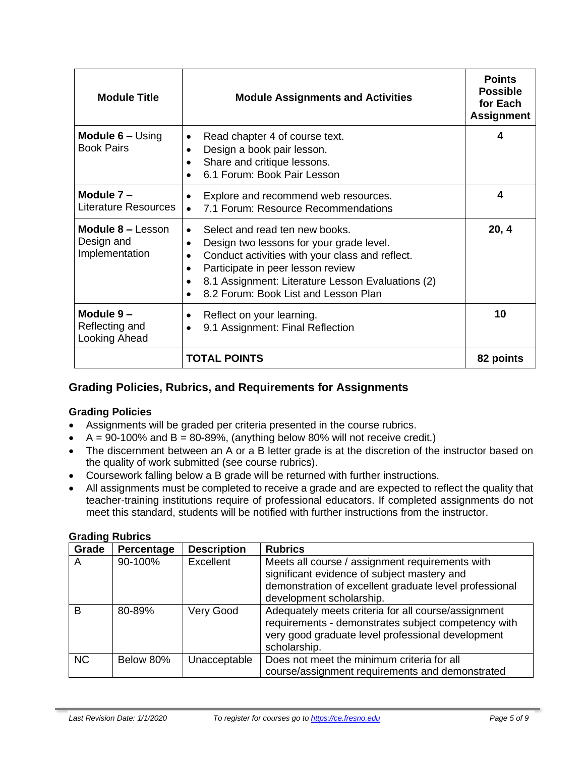| Module Title | Module Assignments and Activities | Points Possible for Each Assignment |
|---|---|---|
| **Module 6** – Using Book Pairs | • Read chapter 4 of course text.<br>• Design a book pair lesson.<br>• Share and critique lessons.<br>• 6.1 Forum: Book Pair Lesson | **4** |
| **Module 7** – Literature Resources | • Explore and recommend web resources.<br>• 7.1 Forum: Resource Recommendations | **4** |
| **Module 8 –** Lesson Design and Implementation | • Select and read ten new books.<br>• Design two lessons for your grade level.<br>• Conduct activities with your class and reflect.<br>• Participate in peer lesson review<br>• 8.1 Assignment: Literature Lesson Evaluations (2)<br>• 8.2 Forum: Book List and Lesson Plan | **20, 4** |
| **Module 9 –** Reflecting and Looking Ahead | • Reflect on your learning.<br>• 9.1 Assignment: Final Reflection | **10** |
| | **TOTAL POINTS** | **82 points** |

## Grading Policies, Rubrics, and Requirements for Assignments

### Grading Policies

- Assignments will be graded per criteria presented in the course rubrics.
- A = 90-100% and B = 80-89%, (anything below 80% will not receive credit.)
- The discernment between an A or a B letter grade is at the discretion of the instructor based on the quality of work submitted (see course rubrics).
- Coursework falling below a B grade will be returned with further instructions.
- All assignments must be completed to receive a grade and are expected to reflect the quality that teacher-training institutions require of professional educators. If completed assignments do not meet this standard, students will be notified with further instructions from the instructor.

### Grading Rubrics

| Grade | Percentage | Description | Rubrics |
|---|---|---|---|
| A | 90-100% | Excellent | Meets all course / assignment requirements with significant evidence of subject mastery and demonstration of excellent graduate level professional development scholarship. |
| B | 80-89% | Very Good | Adequately meets criteria for all course/assignment requirements - demonstrates subject competency with very good graduate level professional development scholarship. |
| NC | Below 80% | Unacceptable | Does not meet the minimum criteria for all course/assignment requirements and demonstrated |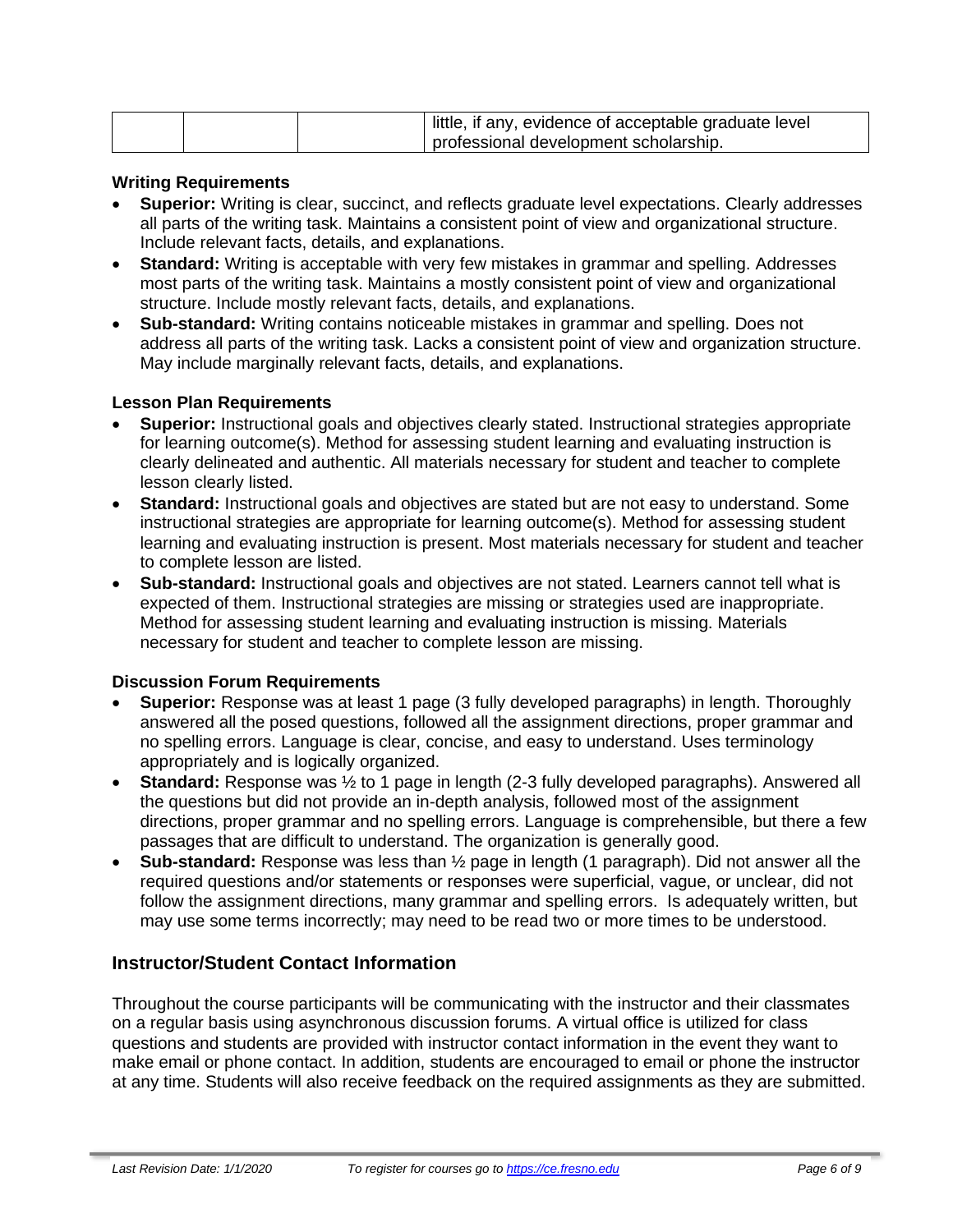| | | | little, if any, evidence of acceptable graduate level professional development scholarship. |
|---|---|---|---|

### Writing Requirements

- **Superior:** Writing is clear, succinct, and reflects graduate level expectations. Clearly addresses all parts of the writing task. Maintains a consistent point of view and organizational structure. Include relevant facts, details, and explanations.
- **Standard:** Writing is acceptable with very few mistakes in grammar and spelling. Addresses most parts of the writing task. Maintains a mostly consistent point of view and organizational structure. Include mostly relevant facts, details, and explanations.
- **Sub-standard:** Writing contains noticeable mistakes in grammar and spelling. Does not address all parts of the writing task. Lacks a consistent point of view and organization structure. May include marginally relevant facts, details, and explanations.

### Lesson Plan Requirements

- **Superior:** Instructional goals and objectives clearly stated. Instructional strategies appropriate for learning outcome(s). Method for assessing student learning and evaluating instruction is clearly delineated and authentic. All materials necessary for student and teacher to complete lesson clearly listed.
- **Standard:** Instructional goals and objectives are stated but are not easy to understand. Some instructional strategies are appropriate for learning outcome(s). Method for assessing student learning and evaluating instruction is present. Most materials necessary for student and teacher to complete lesson are listed.
- **Sub-standard:** Instructional goals and objectives are not stated. Learners cannot tell what is expected of them. Instructional strategies are missing or strategies used are inappropriate. Method for assessing student learning and evaluating instruction is missing. Materials necessary for student and teacher to complete lesson are missing.

### Discussion Forum Requirements

- **Superior:** Response was at least 1 page (3 fully developed paragraphs) in length. Thoroughly answered all the posed questions, followed all the assignment directions, proper grammar and no spelling errors. Language is clear, concise, and easy to understand. Uses terminology appropriately and is logically organized.
- **Standard:** Response was ½ to 1 page in length (2-3 fully developed paragraphs). Answered all the questions but did not provide an in-depth analysis, followed most of the assignment directions, proper grammar and no spelling errors. Language is comprehensible, but there a few passages that are difficult to understand. The organization is generally good.
- **Sub-standard:** Response was less than ½ page in length (1 paragraph). Did not answer all the required questions and/or statements or responses were superficial, vague, or unclear, did not follow the assignment directions, many grammar and spelling errors. Is adequately written, but may use some terms incorrectly; may need to be read two or more times to be understood.

## Instructor/Student Contact Information

Throughout the course participants will be communicating with the instructor and their classmates on a regular basis using asynchronous discussion forums. A virtual office is utilized for class questions and students are provided with instructor contact information in the event they want to make email or phone contact. In addition, students are encouraged to email or phone the instructor at any time. Students will also receive feedback on the required assignments as they are submitted.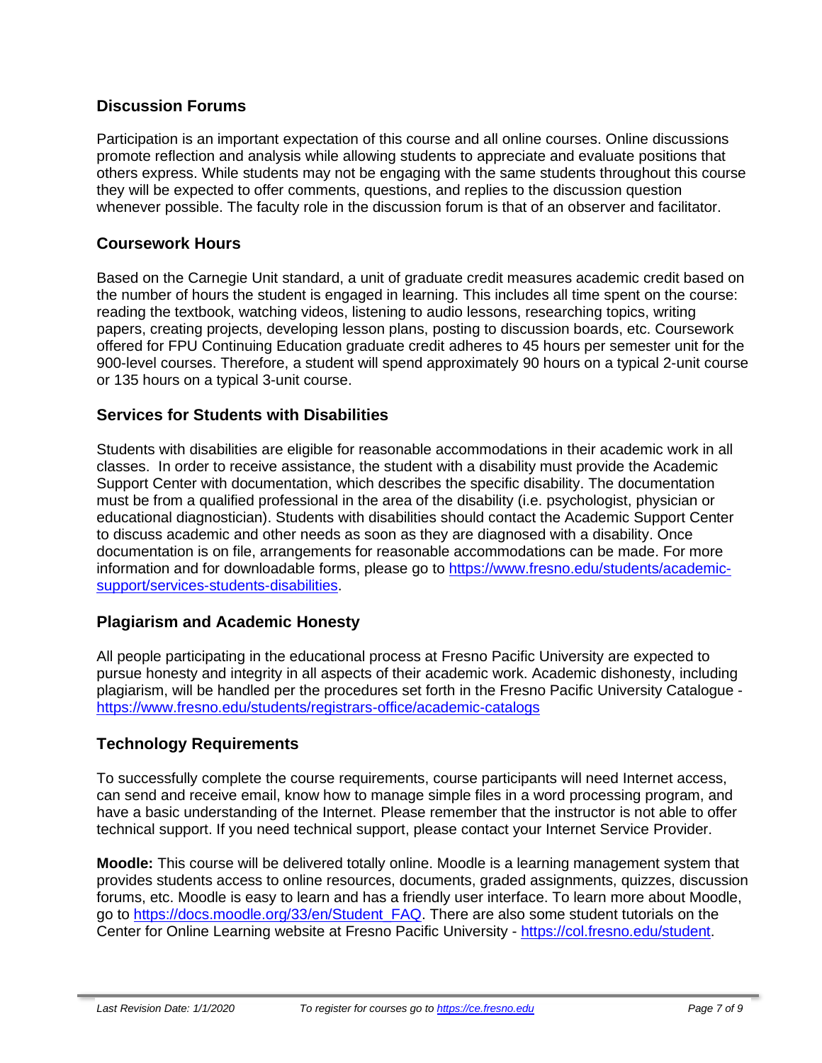## Discussion Forums

Participation is an important expectation of this course and all online courses. Online discussions promote reflection and analysis while allowing students to appreciate and evaluate positions that others express. While students may not be engaging with the same students throughout this course they will be expected to offer comments, questions, and replies to the discussion question whenever possible. The faculty role in the discussion forum is that of an observer and facilitator.

## Coursework Hours

Based on the Carnegie Unit standard, a unit of graduate credit measures academic credit based on the number of hours the student is engaged in learning. This includes all time spent on the course: reading the textbook, watching videos, listening to audio lessons, researching topics, writing papers, creating projects, developing lesson plans, posting to discussion boards, etc. Coursework offered for FPU Continuing Education graduate credit adheres to 45 hours per semester unit for the 900-level courses. Therefore, a student will spend approximately 90 hours on a typical 2-unit course or 135 hours on a typical 3-unit course.

## Services for Students with Disabilities

Students with disabilities are eligible for reasonable accommodations in their academic work in all classes. In order to receive assistance, the student with a disability must provide the Academic Support Center with documentation, which describes the specific disability. The documentation must be from a qualified professional in the area of the disability (i.e. psychologist, physician or educational diagnostician). Students with disabilities should contact the Academic Support Center to discuss academic and other needs as soon as they are diagnosed with a disability. Once documentation is on file, arrangements for reasonable accommodations can be made. For more information and for downloadable forms, please go to [https://www.fresno.edu/students/academic-support/services-students-disabilities](https://www.fresno.edu/students/academic-support/services-students-disabilities).

## Plagiarism and Academic Honesty

All people participating in the educational process at Fresno Pacific University are expected to pursue honesty and integrity in all aspects of their academic work. Academic dishonesty, including plagiarism, will be handled per the procedures set forth in the Fresno Pacific University Catalogue - [https://www.fresno.edu/students/registrars-office/academic-catalogs](https://www.fresno.edu/students/registrars-office/academic-catalogs)

## Technology Requirements

To successfully complete the course requirements, course participants will need Internet access, can send and receive email, know how to manage simple files in a word processing program, and have a basic understanding of the Internet. Please remember that the instructor is not able to offer technical support. If you need technical support, please contact your Internet Service Provider.

**Moodle:** This course will be delivered totally online. Moodle is a learning management system that provides students access to online resources, documents, graded assignments, quizzes, discussion forums, etc. Moodle is easy to learn and has a friendly user interface. To learn more about Moodle, go to [https://docs.moodle.org/33/en/Student_FAQ](https://docs.moodle.org/33/en/Student_FAQ). There are also some student tutorials on the Center for Online Learning website at Fresno Pacific University - [https://col.fresno.edu/student](https://col.fresno.edu/student).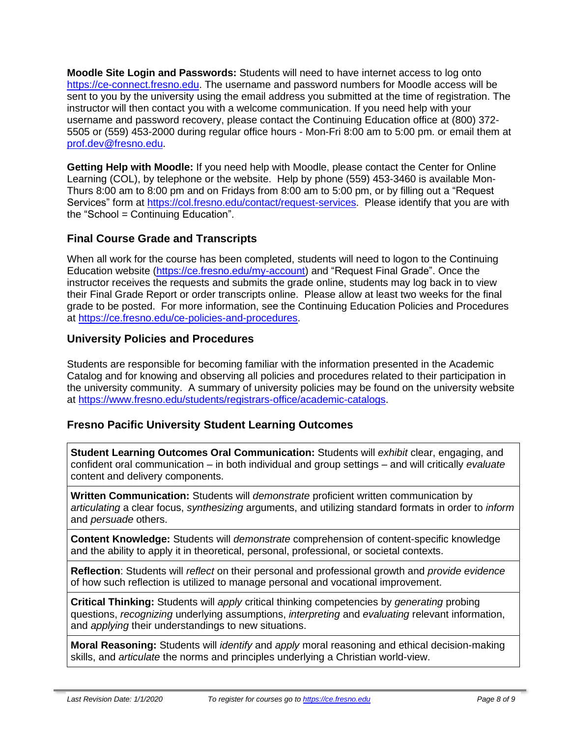**Moodle Site Login and Passwords:** Students will need to have internet access to log onto https://ce-connect.fresno.edu. The username and password numbers for Moodle access will be sent to you by the university using the email address you submitted at the time of registration. The instructor will then contact you with a welcome communication. If you need help with your username and password recovery, please contact the Continuing Education office at (800) 372-5505 or (559) 453-2000 during regular office hours - Mon-Fri 8:00 am to 5:00 pm. or email them at prof.dev@fresno.edu.

**Getting Help with Moodle:** If you need help with Moodle, please contact the Center for Online Learning (COL), by telephone or the website. Help by phone (559) 453-3460 is available Mon-Thurs 8:00 am to 8:00 pm and on Fridays from 8:00 am to 5:00 pm, or by filling out a "Request Services" form at https://col.fresno.edu/contact/request-services. Please identify that you are with the "School = Continuing Education".

## Final Course Grade and Transcripts

When all work for the course has been completed, students will need to logon to the Continuing Education website (https://ce.fresno.edu/my-account) and "Request Final Grade". Once the instructor receives the requests and submits the grade online, students may log back in to view their Final Grade Report or order transcripts online. Please allow at least two weeks for the final grade to be posted. For more information, see the Continuing Education Policies and Procedures at https://ce.fresno.edu/ce-policies-and-procedures.

## University Policies and Procedures

Students are responsible for becoming familiar with the information presented in the Academic Catalog and for knowing and observing all policies and procedures related to their participation in the university community. A summary of university policies may be found on the university website at https://www.fresno.edu/students/registrars-office/academic-catalogs.

## Fresno Pacific University Student Learning Outcomes

| |
|---|
| **Student Learning Outcomes Oral Communication:** Students will *exhibit* clear, engaging, and confident oral communication – in both individual and group settings – and will critically *evaluate* content and delivery components. |
| **Written Communication:** Students will *demonstrate* proficient written communication by *articulating* a clear focus, *synthesizing* arguments, and utilizing standard formats in order to *inform* and *persuade* others. |
| **Content Knowledge:** Students will *demonstrate* comprehension of content-specific knowledge and the ability to apply it in theoretical, personal, professional, or societal contexts. |
| **Reflection**: Students will *reflect* on their personal and professional growth and *provide evidence* of how such reflection is utilized to manage personal and vocational improvement. |
| **Critical Thinking:** Students will *apply* critical thinking competencies by *generating* probing questions, *recognizing* underlying assumptions, *interpreting* and *evaluating* relevant information, and *applying* their understandings to new situations. |
| **Moral Reasoning:** Students will *identify* and *apply* moral reasoning and ethical decision-making skills, and *articulate* the norms and principles underlying a Christian world-view. |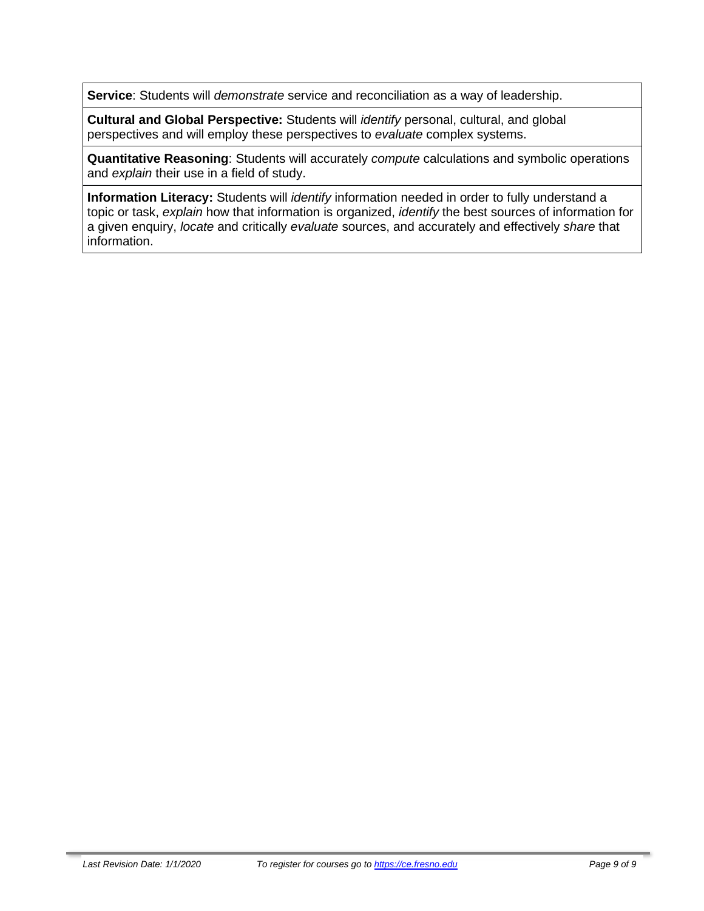| |
|---|
| **Service**: Students will *demonstrate* service and reconciliation as a way of leadership. |
| **Cultural and Global Perspective:** Students will *identify* personal, cultural, and global perspectives and will employ these perspectives to *evaluate* complex systems. |
| **Quantitative Reasoning**: Students will accurately *compute* calculations and symbolic operations and *explain* their use in a field of study. |
| **Information Literacy:** Students will *identify* information needed in order to fully understand a topic or task, *explain* how that information is organized, *identify* the best sources of information for a given enquiry, *locate* and critically *evaluate* sources, and accurately and effectively *share* that information. |